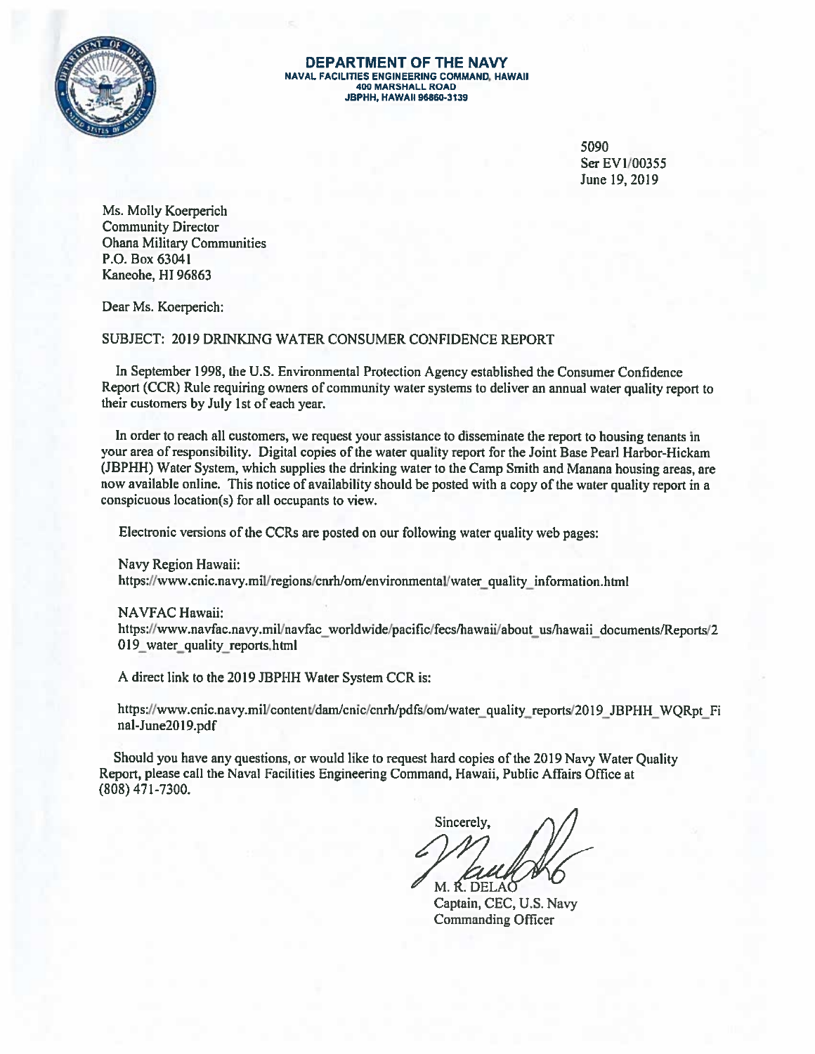**DEPARTMENT OF THE NAVY**
NAVAL FACILITIES ENGINEERING COMMAND, HAWAII
400 MARSHALL ROAD
JBPHH, HAWAII 96860-3139

5090
Ser EV1/00355
June 19, 2019

Ms. Molly Koerperich
Community Director
Ohana Military Communities
P.O. Box 63041
Kaneohe, HI 96863

Dear Ms. Koerperich:

SUBJECT: 2019 DRINKING WATER CONSUMER CONFIDENCE REPORT

In September 1998, the U.S. Environmental Protection Agency established the Consumer Confidence Report (CCR) Rule requiring owners of community water systems to deliver an annual water quality report to their customers by July 1st of each year.

In order to reach all customers, we request your assistance to disseminate the report to housing tenants in your area of responsibility. Digital copies of the water quality report for the Joint Base Pearl Harbor-Hickam (JBPHH) Water System, which supplies the drinking water to the Camp Smith and Manana housing areas, are now available online. This notice of availability should be posted with a copy of the water quality report in a conspicuous location(s) for all occupants to view.

Electronic versions of the CCRs are posted on our following water quality web pages:

Navy Region Hawaii:
https://www.cnic.navy.mil/regions/cnrh/om/environmental/water_quality_information.html

NAVFAC Hawaii:
https://www.navfac.navy.mil/navfac_worldwide/pacific/fecs/hawaii/about_us/hawaii_documents/Reports/2019_water_quality_reports.html

A direct link to the 2019 JBPHH Water System CCR is:

https://www.cnic.navy.mil/content/dam/cnic/cnrh/pdfs/om/water_quality_reports/2019_JBPHH_WQRpt_Final-June2019.pdf

Should you have any questions, or would like to request hard copies of the 2019 Navy Water Quality Report, please call the Naval Facilities Engineering Command, Hawaii, Public Affairs Office at (808) 471-7300.

Sincerely,

M. R. DELAO
Captain, CEC, U.S. Navy
Commanding Officer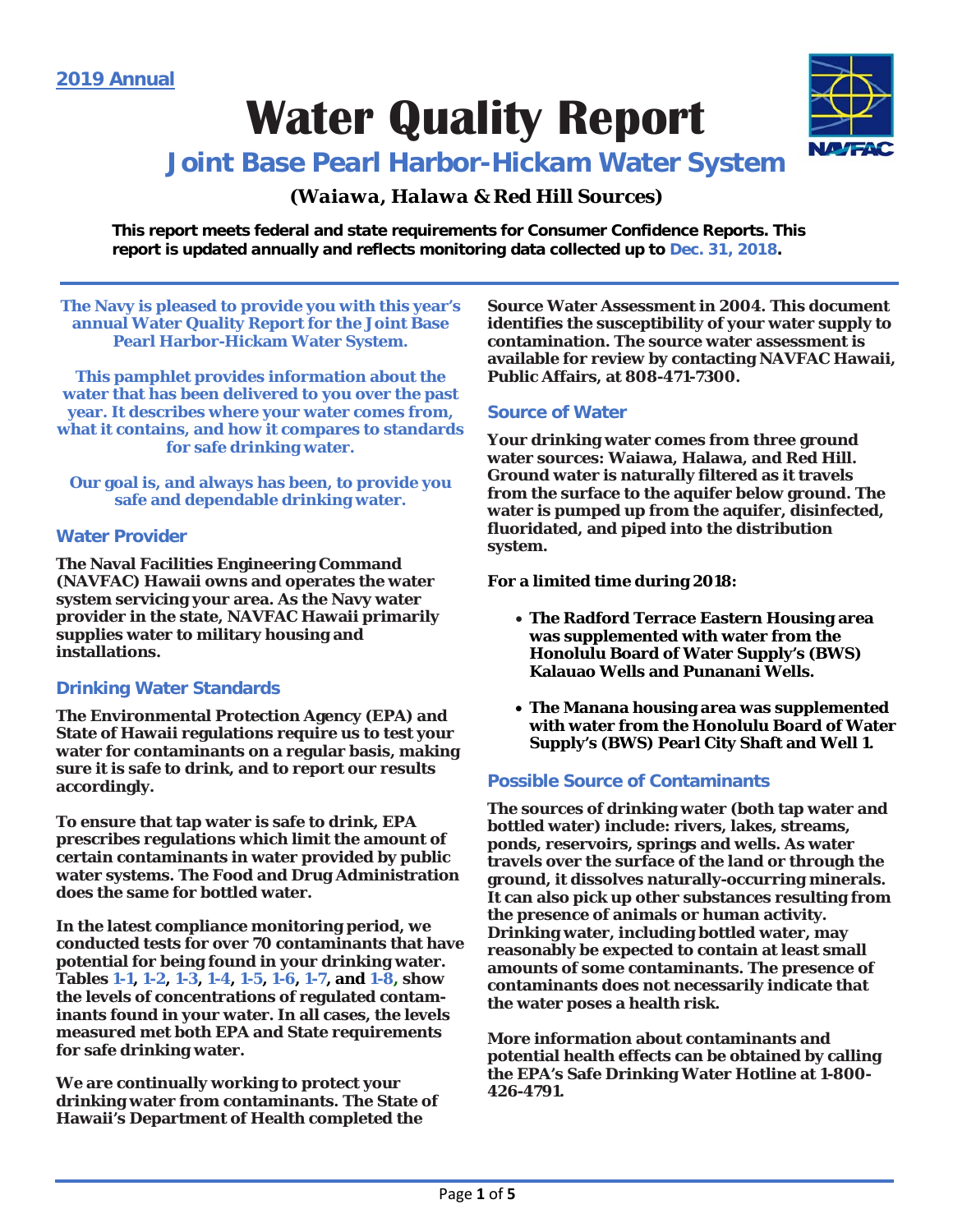2019 Annual

# Water Quality Report

## Joint Base Pearl Harbor-Hickam Water System

**(Waiawa, Halawa & Red Hill Sources)**

**This report meets federal and state requirements for Consumer Confidence Reports. This report is updated annually and reflects monitoring data collected up to Dec. 31, 2018.**

**The Navy is pleased to provide you with this year's annual Water Quality Report for the Joint Base Pearl Harbor-Hickam Water System.**

**This pamphlet provides information about the water that has been delivered to you over the past year. It describes where your water comes from, what it contains, and how it compares to standards for safe drinking water.**

**Our goal is, and always has been, to provide you safe and dependable drinking water.**

### Water Provider

**The Naval Facilities Engineering Command (NAVFAC) Hawaii owns and operates the water system servicing your area. As the Navy water provider in the state, NAVFAC Hawaii primarily supplies water to military housing and installations.**

### Drinking Water Standards

**The Environmental Protection Agency (EPA) and State of Hawaii regulations require us to test your water for contaminants on a regular basis, making sure it is safe to drink, and to report our results accordingly.**

**To ensure that tap water is safe to drink, EPA prescribes regulations which limit the amount of certain contaminants in water provided by public water systems. The Food and Drug Administration does the same for bottled water.**

**In the latest compliance monitoring period, we conducted tests for over 70 contaminants that have potential for being found in your drinking water. Tables 1-1, 1-2, 1-3, 1-4, 1-5, 1-6, 1-7, and 1-8, show the levels of concentrations of regulated contaminants found in your water. In all cases, the levels measured met both EPA and State requirements for safe drinking water.**

**We are continually working to protect your drinking water from contaminants. The State of Hawaii's Department of Health completed the Source Water Assessment in 2004. This document identifies the susceptibility of your water supply to contamination. The source water assessment is available for review by contacting NAVFAC Hawaii, Public Affairs, at 808-471-7300.**

### Source of Water

**Your drinking water comes from three ground water sources: Waiawa, Halawa, and Red Hill. Ground water is naturally filtered as it travels from the surface to the aquifer below ground. The water is pumped up from the aquifer, disinfected, fluoridated, and piped into the distribution system.**

**For a limited time during 2018:**

- **The Radford Terrace Eastern Housing area was supplemented with water from the Honolulu Board of Water Supply's (BWS) Kalauao Wells and Punanani Wells.**
- **The Manana housing area was supplemented with water from the Honolulu Board of Water Supply's (BWS) Pearl City Shaft and Well 1.**

### Possible Source of Contaminants

**The sources of drinking water (both tap water and bottled water) include: rivers, lakes, streams, ponds, reservoirs, springs and wells. As water travels over the surface of the land or through the ground, it dissolves naturally-occurring minerals. It can also pick up other substances resulting from the presence of animals or human activity. Drinking water, including bottled water, may reasonably be expected to contain at least small amounts of some contaminants. The presence of contaminants does not necessarily indicate that the water poses a health risk.**

**More information about contaminants and potential health effects can be obtained by calling the EPA's Safe Drinking Water Hotline at 1-800-426-4791.**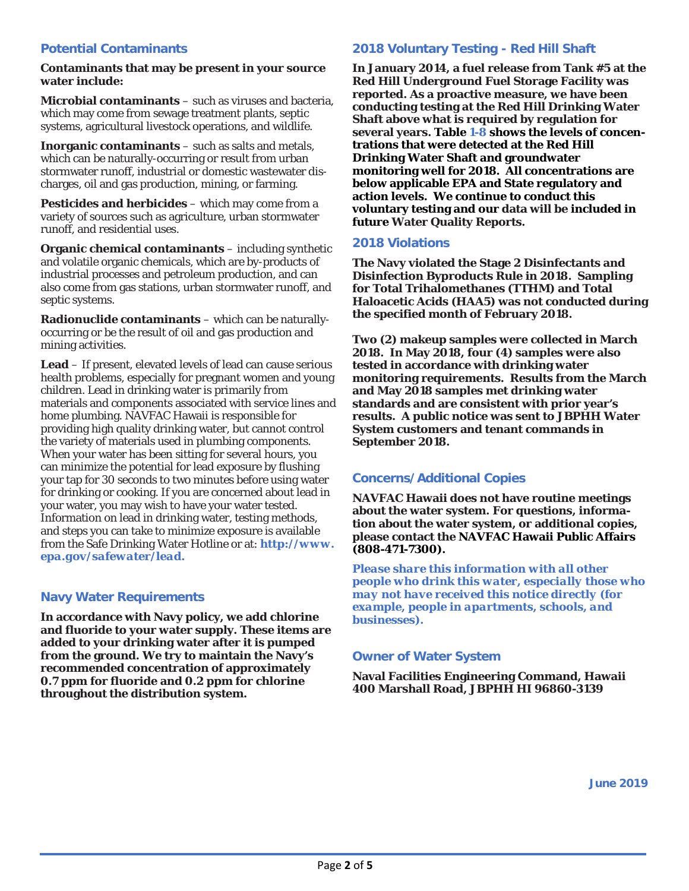## Potential Contaminants

**Contaminants that may be present in your source water include:**

**Microbial contaminants** – such as viruses and bacteria, which may come from sewage treatment plants, septic systems, agricultural livestock operations, and wildlife.

**Inorganic contaminants** – such as salts and metals, which can be naturally-occurring or result from urban stormwater runoff, industrial or domestic wastewater discharges, oil and gas production, mining, or farming.

**Pesticides and herbicides** – which may come from a variety of sources such as agriculture, urban stormwater runoff, and residential uses.

**Organic chemical contaminants** – including synthetic and volatile organic chemicals, which are by-products of industrial processes and petroleum production, and can also come from gas stations, urban stormwater runoff, and septic systems.

**Radionuclide contaminants** – which can be naturally-occurring or be the result of oil and gas production and mining activities.

**Lead** – If present, elevated levels of lead can cause serious health problems, especially for pregnant women and young children. Lead in drinking water is primarily from materials and components associated with service lines and home plumbing. NAVFAC Hawaii is responsible for providing high quality drinking water, but cannot control the variety of materials used in plumbing components. When your water has been sitting for several hours, you can minimize the potential for lead exposure by flushing your tap for 30 seconds to two minutes before using water for drinking or cooking. If you are concerned about lead in your water, you may wish to have your water tested. Information on lead in drinking water, testing methods, and steps you can take to minimize exposure is available from the Safe Drinking Water Hotline or at: **http://www.epa.gov/safewater/lead.**

## Navy Water Requirements

**In accordance with Navy policy, we add chlorine and fluoride to your water supply. These items are added to your drinking water after it is pumped from the ground. We try to maintain the Navy's recommended concentration of approximately 0.7 ppm for fluoride and 0.2 ppm for chlorine throughout the distribution system.**

## 2018 Voluntary Testing - Red Hill Shaft

**In January 2014, a fuel release from Tank #5 at the Red Hill Underground Fuel Storage Facility was reported. As a proactive measure, we have been conducting testing at the Red Hill Drinking Water Shaft above what is required by regulation for several years. Table 1-8 shows the levels of concentrations that were detected at the Red Hill Drinking Water Shaft and groundwater monitoring well for 2018. All concentrations are below applicable EPA and State regulatory and action levels. We continue to conduct this voluntary testing and our data will be included in future Water Quality Reports.**

## 2018 Violations

**The Navy violated the Stage 2 Disinfectants and Disinfection Byproducts Rule in 2018. Sampling for Total Trihalomethanes (TTHM) and Total Haloacetic Acids (HAA5) was not conducted during the specified month of February 2018.**

**Two (2) makeup samples were collected in March 2018. In May 2018, four (4) samples were also tested in accordance with drinking water monitoring requirements. Results from the March and May 2018 samples met drinking water standards and are consistent with prior year's results. A public notice was sent to JBPHH Water System customers and tenant commands in September 2018.**

## Concerns/Additional Copies

**NAVFAC Hawaii does not have routine meetings about the water system. For questions, information about the water system, or additional copies, please contact the NAVFAC Hawaii Public Affairs (808-471-7300).**

***Please share this information with all other people who drink this water, especially those who may not have received this notice directly (for example, people in apartments, schools, and businesses).***

## Owner of Water System

**Naval Facilities Engineering Command, Hawaii**
**400 Marshall Road, JBPHH HI 96860-3139**

**June 2019**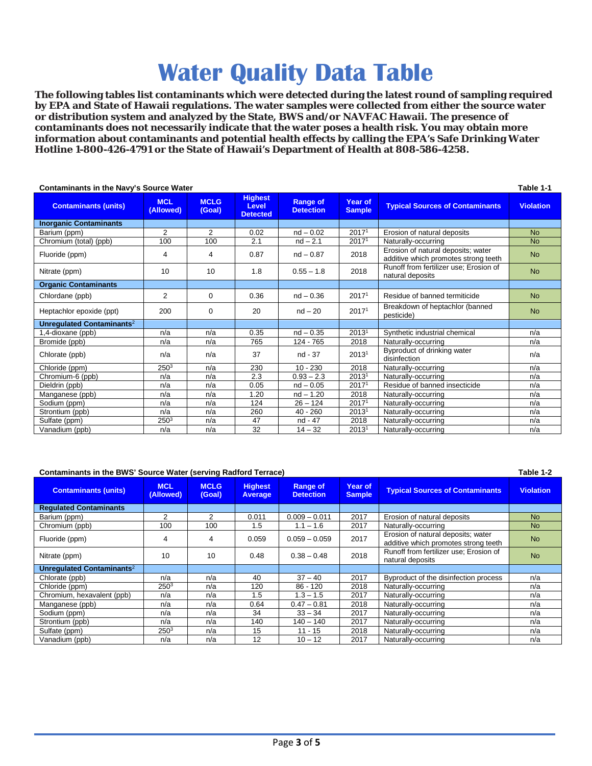# Water Quality Data Table

**The following tables list contaminants which were detected during the latest round of sampling required by EPA and State of Hawaii regulations. The water samples were collected from either the source water or distribution system and analyzed by the State, BWS and/or NAVFAC Hawaii. The presence of contaminants does not necessarily indicate that the water poses a health risk. You may obtain more information about contaminants and potential health effects by calling the EPA's Safe Drinking Water Hotline 1-800-426-4791 or the State of Hawaii's Department of Health at 808-586-4258.**

**Contaminants in the Navy's Source Water** — **Table 1-1**

| Contaminants (units) | MCL (Allowed) | MCLG (Goal) | Highest Level Detected | Range of Detection | Year of Sample | Typical Sources of Contaminants | Violation |
|---|---|---|---|---|---|---|---|
| **Inorganic Contaminants** | | | | | | | |
| Barium (ppm) | 2 | 2 | 0.02 | nd – 0.02 | 2017[1] | Erosion of natural deposits | No |
| Chromium (total) (ppb) | 100 | 100 | 2.1 | nd – 2.1 | 2017[1] | Naturally-occurring | No |
| Fluoride (ppm) | 4 | 4 | 0.87 | nd – 0.87 | 2018 | Erosion of natural deposits; water additive which promotes strong teeth | No |
| Nitrate (ppm) | 10 | 10 | 1.8 | 0.55 – 1.8 | 2018 | Runoff from fertilizer use; Erosion of natural deposits | No |
| **Organic Contaminants** | | | | | | | |
| Chlordane (ppb) | 2 | 0 | 0.36 | nd – 0.36 | 2017[1] | Residue of banned termiticide | No |
| Heptachlor epoxide (ppt) | 200 | 0 | 20 | nd – 20 | 2017[1] | Breakdown of heptachlor (banned pesticide) | No |
| **Unregulated Contaminants[2]** | | | | | | | |
| 1,4-dioxane (ppb) | n/a | n/a | 0.35 | nd – 0.35 | 2013[1] | Synthetic industrial chemical | n/a |
| Bromide (ppb) | n/a | n/a | 765 | 124 - 765 | 2018 | Naturally-occurring | n/a |
| Chlorate (ppb) | n/a | n/a | 37 | nd - 37 | 2013[1] | Byproduct of drinking water disinfection | n/a |
| Chloride (ppm) | 250[3] | n/a | 230 | 10 - 230 | 2018 | Naturally-occurring | n/a |
| Chromium-6 (ppb) | n/a | n/a | 2.3 | 0.93 – 2.3 | 2013[1] | Naturally-occurring | n/a |
| Dieldrin (ppb) | n/a | n/a | 0.05 | nd – 0.05 | 2017[1] | Residue of banned insecticide | n/a |
| Manganese (ppb) | n/a | n/a | 1.20 | nd – 1.20 | 2018 | Naturally-occurring | n/a |
| Sodium (ppm) | n/a | n/a | 124 | 26 – 124 | 2017[1] | Naturally-occurring | n/a |
| Strontium (ppb) | n/a | n/a | 260 | 40 - 260 | 2013[1] | Naturally-occurring | n/a |
| Sulfate (ppm) | 250[3] | n/a | 47 | nd - 47 | 2018 | Naturally-occurring | n/a |
| Vanadium (ppb) | n/a | n/a | 32 | 14 – 32 | 2013[1] | Naturally-occurring | n/a |

**Contaminants in the BWS' Source Water (serving Radford Terrace)** — **Table 1-2**

| Contaminants (units) | MCL (Allowed) | MCLG (Goal) | Highest Average | Range of Detection | Year of Sample | Typical Sources of Contaminants | Violation |
|---|---|---|---|---|---|---|---|
| **Regulated Contaminants** | | | | | | | |
| Barium (ppm) | 2 | 2 | 0.011 | 0.009 – 0.011 | 2017 | Erosion of natural deposits | No |
| Chromium (ppb) | 100 | 100 | 1.5 | 1.1 – 1.6 | 2017 | Naturally-occurring | No |
| Fluoride (ppm) | 4 | 4 | 0.059 | 0.059 – 0.059 | 2017 | Erosion of natural deposits; water additive which promotes strong teeth | No |
| Nitrate (ppm) | 10 | 10 | 0.48 | 0.38 – 0.48 | 2018 | Runoff from fertilizer use; Erosion of natural deposits | No |
| **Unregulated Contaminants[2]** | | | | | | | |
| Chlorate (ppb) | n/a | n/a | 40 | 37 – 40 | 2017 | Byproduct of the disinfection process | n/a |
| Chloride (ppm) | 250[3] | n/a | 120 | 86 - 120 | 2018 | Naturally-occurring | n/a |
| Chromium, hexavalent (ppb) | n/a | n/a | 1.5 | 1.3 – 1.5 | 2017 | Naturally-occurring | n/a |
| Manganese (ppb) | n/a | n/a | 0.64 | 0.47 – 0.81 | 2018 | Naturally-occurring | n/a |
| Sodium (ppm) | n/a | n/a | 34 | 33 – 34 | 2017 | Naturally-occurring | n/a |
| Strontium (ppb) | n/a | n/a | 140 | 140 – 140 | 2017 | Naturally-occurring | n/a |
| Sulfate (ppm) | 250[3] | n/a | 15 | 11 - 15 | 2018 | Naturally-occurring | n/a |
| Vanadium (ppb) | n/a | n/a | 12 | 10 – 12 | 2017 | Naturally-occurring | n/a |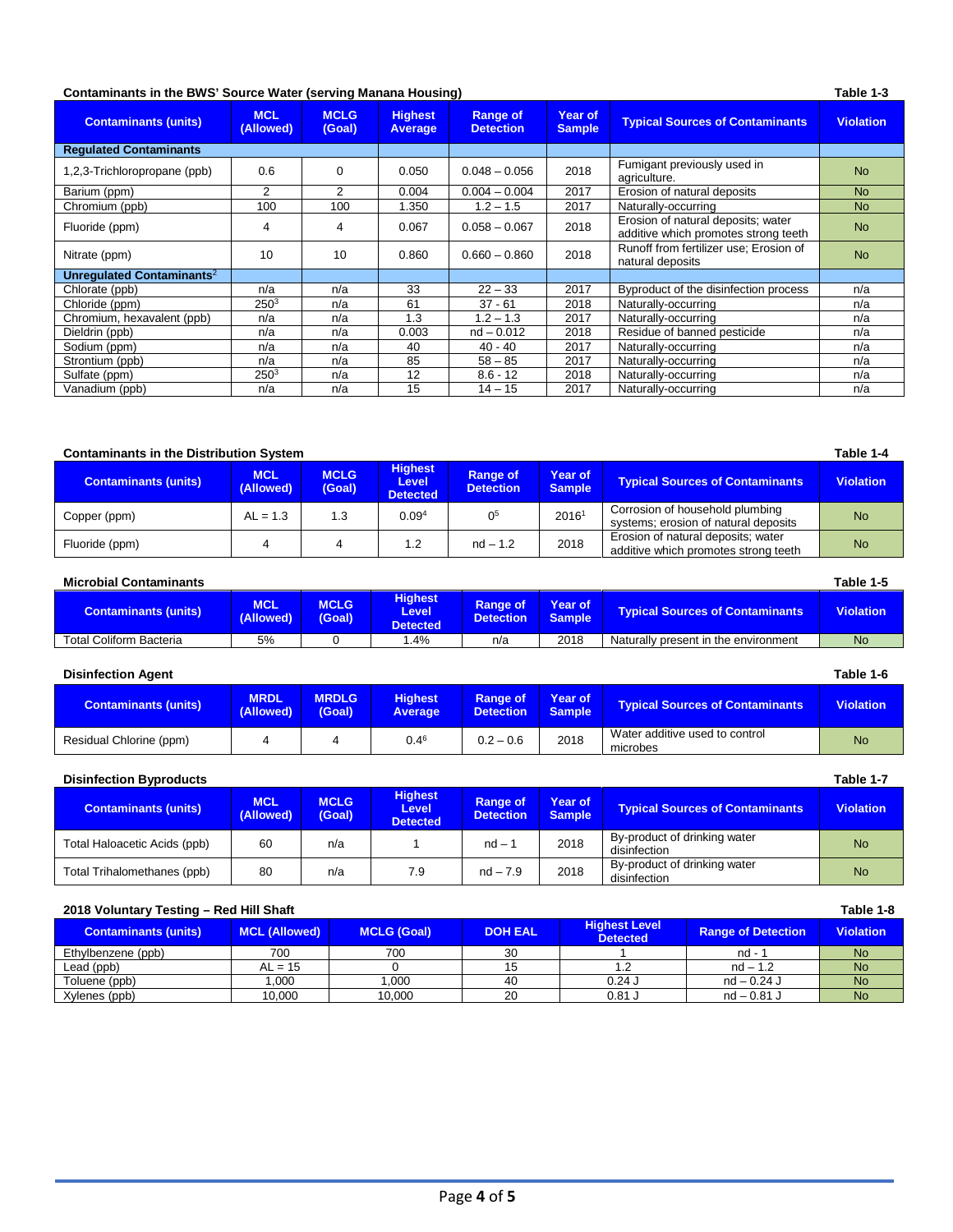**Contaminants in the BWS' Source Water (serving Manana Housing)** **Table 1-3**

| Contaminants (units) | MCL (Allowed) | MCLG (Goal) | Highest Average | Range of Detection | Year of Sample | Typical Sources of Contaminants | Violation |
|---|---|---|---|---|---|---|---|
| **Regulated Contaminants** | | | | | | | |
| 1,2,3-Trichloropropane (ppb) | 0.6 | 0 | 0.050 | 0.048 – 0.056 | 2018 | Fumigant previously used in agriculture. | No |
| Barium (ppm) | 2 | 2 | 0.004 | 0.004 – 0.004 | 2017 | Erosion of natural deposits | No |
| Chromium (ppb) | 100 | 100 | 1.350 | 1.2 – 1.5 | 2017 | Naturally-occurring | No |
| Fluoride (ppm) | 4 | 4 | 0.067 | 0.058 – 0.067 | 2018 | Erosion of natural deposits; water additive which promotes strong teeth | No |
| Nitrate (ppm) | 10 | 10 | 0.860 | 0.660 – 0.860 | 2018 | Runoff from fertilizer use; Erosion of natural deposits | No |
| **Unregulated Contaminants**[2] | | | | | | | |
| Chlorate (ppb) | n/a | n/a | 33 | 22 – 33 | 2017 | Byproduct of the disinfection process | n/a |
| Chloride (ppm) | 250[3] | n/a | 61 | 37 - 61 | 2018 | Naturally-occurring | n/a |
| Chromium, hexavalent (ppb) | n/a | n/a | 1.3 | 1.2 – 1.3 | 2017 | Naturally-occurring | n/a |
| Dieldrin (ppb) | n/a | n/a | 0.003 | nd – 0.012 | 2018 | Residue of banned pesticide | n/a |
| Sodium (ppm) | n/a | n/a | 40 | 40 - 40 | 2017 | Naturally-occurring | n/a |
| Strontium (ppb) | n/a | n/a | 85 | 58 – 85 | 2017 | Naturally-occurring | n/a |
| Sulfate (ppm) | 250[3] | n/a | 12 | 8.6 - 12 | 2018 | Naturally-occurring | n/a |
| Vanadium (ppb) | n/a | n/a | 15 | 14 – 15 | 2017 | Naturally-occurring | n/a |

**Contaminants in the Distribution System** **Table 1-4**

| Contaminants (units) | MCL (Allowed) | MCLG (Goal) | Highest Level Detected | Range of Detection | Year of Sample | Typical Sources of Contaminants | Violation |
|---|---|---|---|---|---|---|---|
| Copper (ppm) | AL = 1.3 | 1.3 | 0.09[4] | 0[5] | 2016[1] | Corrosion of household plumbing systems; erosion of natural deposits | No |
| Fluoride (ppm) | 4 | 4 | 1.2 | nd – 1.2 | 2018 | Erosion of natural deposits; water additive which promotes strong teeth | No |

**Microbial Contaminants** **Table 1-5**

| Contaminants (units) | MCL (Allowed) | MCLG (Goal) | Highest Level Detected | Range of Detection | Year of Sample | Typical Sources of Contaminants | Violation |
|---|---|---|---|---|---|---|---|
| Total Coliform Bacteria | 5% | 0 | 1.4% | n/a | 2018 | Naturally present in the environment | No |

**Disinfection Agent** **Table 1-6**

| Contaminants (units) | MRDL (Allowed) | MRDLG (Goal) | Highest Average | Range of Detection | Year of Sample | Typical Sources of Contaminants | Violation |
|---|---|---|---|---|---|---|---|
| Residual Chlorine (ppm) | 4 | 4 | 0.4[6] | 0.2 – 0.6 | 2018 | Water additive used to control microbes | No |

**Disinfection Byproducts** **Table 1-7**

| Contaminants (units) | MCL (Allowed) | MCLG (Goal) | Highest Level Detected | Range of Detection | Year of Sample | Typical Sources of Contaminants | Violation |
|---|---|---|---|---|---|---|---|
| Total Haloacetic Acids (ppb) | 60 | n/a | 1 | nd – 1 | 2018 | By-product of drinking water disinfection | No |
| Total Trihalomethanes (ppb) | 80 | n/a | 7.9 | nd – 7.9 | 2018 | By-product of drinking water disinfection | No |

**2018 Voluntary Testing – Red Hill Shaft** **Table 1-8**

| Contaminants (units) | MCL (Allowed) | MCLG (Goal) | DOH EAL | Highest Level Detected | Range of Detection | Violation |
|---|---|---|---|---|---|---|
| Ethylbenzene (ppb) | 700 | 700 | 30 | 1 | nd - 1 | No |
| Lead (ppb) | AL = 15 | 0 | 15 | 1.2 | nd – 1.2 | No |
| Toluene (ppb) | 1,000 | 1,000 | 40 | 0.24 J | nd – 0.24 J | No |
| Xylenes (ppb) | 10,000 | 10,000 | 20 | 0.81 J | nd – 0.81 J | No |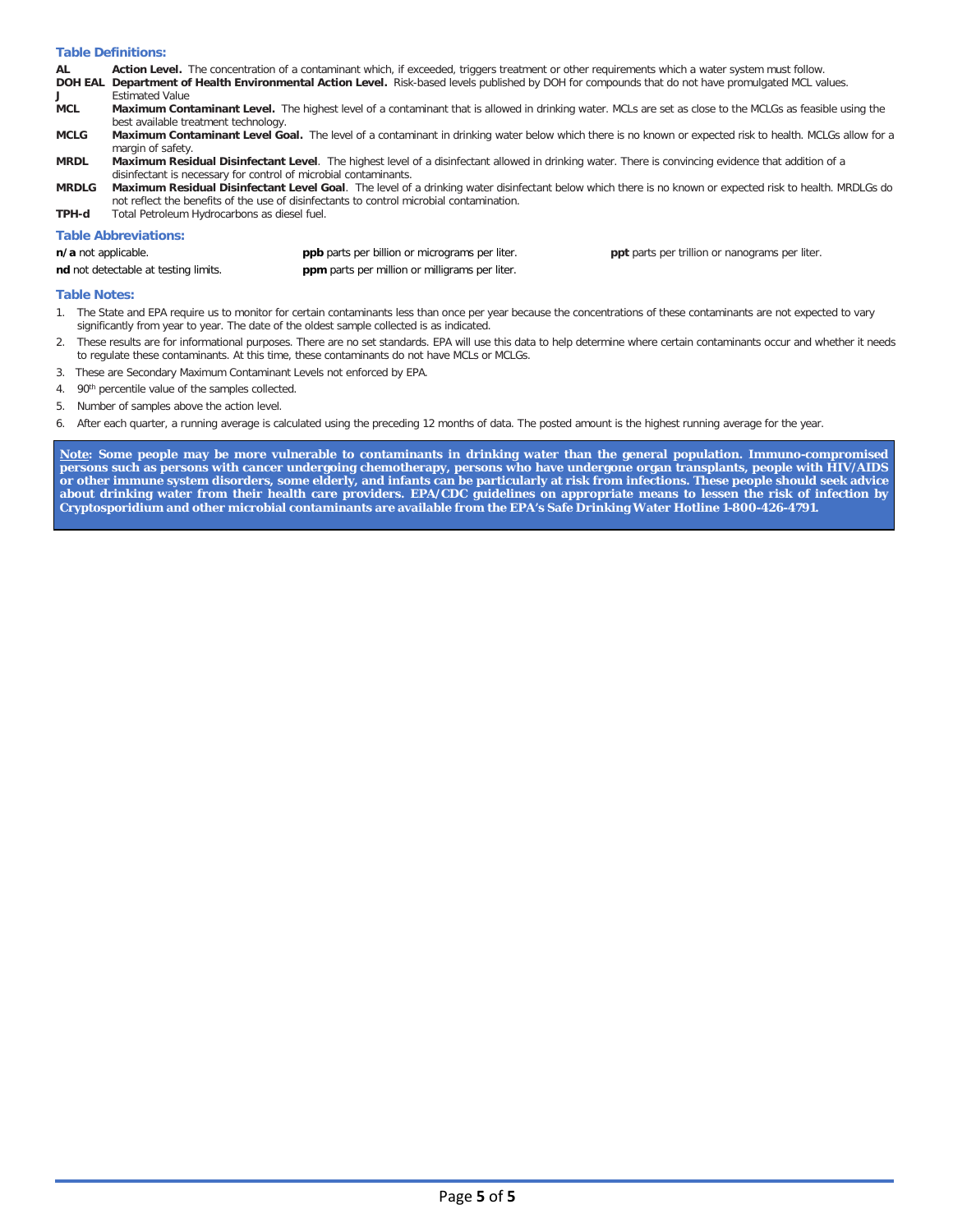### Table Definitions:

**AL** **Action Level.** The concentration of a contaminant which, if exceeded, triggers treatment or other requirements which a water system must follow.

**DOH EAL** **Department of Health Environmental Action Level.** Risk-based levels published by DOH for compounds that do not have promulgated MCL values.

**J** Estimated Value

**MCL** **Maximum Contaminant Level.** The highest level of a contaminant that is allowed in drinking water. MCLs are set as close to the MCLGs as feasible using the best available treatment technology.

**MCLG** **Maximum Contaminant Level Goal.** The level of a contaminant in drinking water below which there is no known or expected risk to health. MCLGs allow for a margin of safety.

**MRDL** **Maximum Residual Disinfectant Level**. The highest level of a disinfectant allowed in drinking water. There is convincing evidence that addition of a disinfectant is necessary for control of microbial contaminants.

**MRDLG** **Maximum Residual Disinfectant Level Goal**. The level of a drinking water disinfectant below which there is no known or expected risk to health. MRDLGs do not reflect the benefits of the use of disinfectants to control microbial contamination.

**TPH-d** Total Petroleum Hydrocarbons as diesel fuel.

### Table Abbreviations:

**n/a** not applicable.

**nd** not detectable at testing limits.

**ppb** parts per billion or micrograms per liter.

**ppm** parts per million or milligrams per liter.

**ppt** parts per trillion or nanograms per liter.

### Table Notes:

1. The State and EPA require us to monitor for certain contaminants less than once per year because the concentrations of these contaminants are not expected to vary significantly from year to year. The date of the oldest sample collected is as indicated.
2. These results are for informational purposes. There are no set standards. EPA will use this data to help determine where certain contaminants occur and whether it needs to regulate these contaminants. At this time, these contaminants do not have MCLs or MCLGs.
3. These are Secondary Maximum Contaminant Levels not enforced by EPA.
4. 90th percentile value of the samples collected.
5. Number of samples above the action level.
6. After each quarter, a running average is calculated using the preceding 12 months of data. The posted amount is the highest running average for the year.

**Note: Some people may be more vulnerable to contaminants in drinking water than the general population. Immuno-compromised persons such as persons with cancer undergoing chemotherapy, persons who have undergone organ transplants, people with HIV/AIDS or other immune system disorders, some elderly, and infants can be particularly at risk from infections. These people should seek advice about drinking water from their health care providers. EPA/CDC guidelines on appropriate means to lessen the risk of infection by Cryptosporidium and other microbial contaminants are available from the EPA's Safe Drinking Water Hotline 1-800-426-4791.**